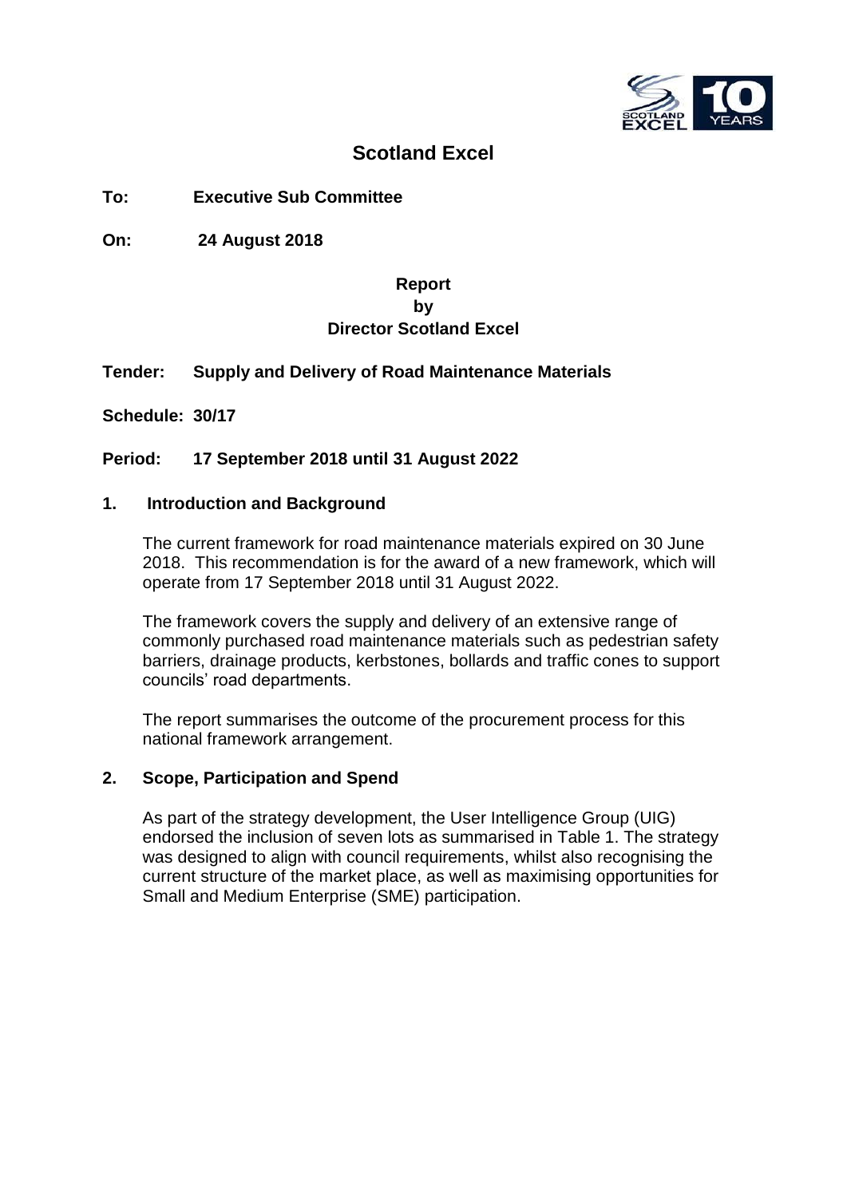# Scotland Excel

**To:** **Executive Sub Committee**

**On:** **24 August 2018**

**Report**
**by**
**Director Scotland Excel**

**Tender:** **Supply and Delivery of Road Maintenance Materials**

**Schedule:** **30/17**

**Period:** **17 September 2018 until 31 August 2022**

## 1. Introduction and Background

The current framework for road maintenance materials expired on 30 June 2018. This recommendation is for the award of a new framework, which will operate from 17 September 2018 until 31 August 2022.

The framework covers the supply and delivery of an extensive range of commonly purchased road maintenance materials such as pedestrian safety barriers, drainage products, kerbstones, bollards and traffic cones to support councils' road departments.

The report summarises the outcome of the procurement process for this national framework arrangement.

## 2. Scope, Participation and Spend

As part of the strategy development, the User Intelligence Group (UIG) endorsed the inclusion of seven lots as summarised in Table 1. The strategy was designed to align with council requirements, whilst also recognising the current structure of the market place, as well as maximising opportunities for Small and Medium Enterprise (SME) participation.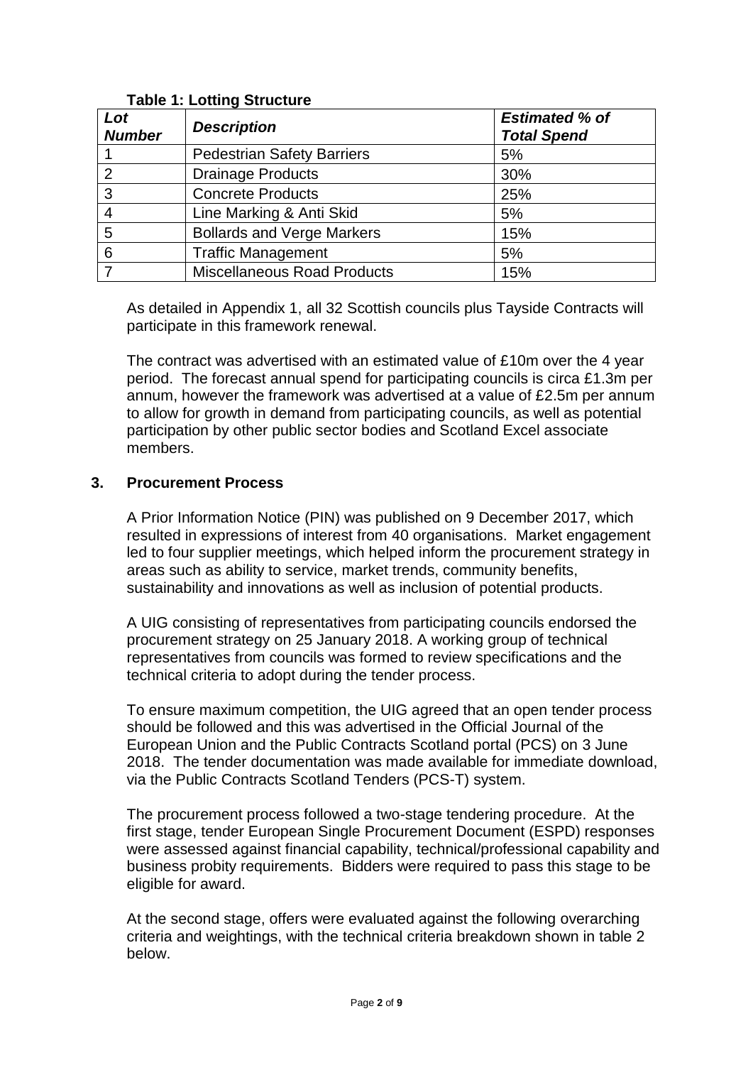**Table 1: Lotting Structure**

| *Lot Number* | *Description* | *Estimated % of Total Spend* |
|---|---|---|
| 1 | Pedestrian Safety Barriers | 5% |
| 2 | Drainage Products | 30% |
| 3 | Concrete Products | 25% |
| 4 | Line Marking & Anti Skid | 5% |
| 5 | Bollards and Verge Markers | 15% |
| 6 | Traffic Management | 5% |
| 7 | Miscellaneous Road Products | 15% |

As detailed in Appendix 1, all 32 Scottish councils plus Tayside Contracts will participate in this framework renewal.

The contract was advertised with an estimated value of £10m over the 4 year period. The forecast annual spend for participating councils is circa £1.3m per annum, however the framework was advertised at a value of £2.5m per annum to allow for growth in demand from participating councils, as well as potential participation by other public sector bodies and Scotland Excel associate members.

## 3. Procurement Process

A Prior Information Notice (PIN) was published on 9 December 2017, which resulted in expressions of interest from 40 organisations. Market engagement led to four supplier meetings, which helped inform the procurement strategy in areas such as ability to service, market trends, community benefits, sustainability and innovations as well as inclusion of potential products.

A UIG consisting of representatives from participating councils endorsed the procurement strategy on 25 January 2018. A working group of technical representatives from councils was formed to review specifications and the technical criteria to adopt during the tender process.

To ensure maximum competition, the UIG agreed that an open tender process should be followed and this was advertised in the Official Journal of the European Union and the Public Contracts Scotland portal (PCS) on 3 June 2018. The tender documentation was made available for immediate download, via the Public Contracts Scotland Tenders (PCS-T) system.

The procurement process followed a two-stage tendering procedure. At the first stage, tender European Single Procurement Document (ESPD) responses were assessed against financial capability, technical/professional capability and business probity requirements. Bidders were required to pass this stage to be eligible for award.

At the second stage, offers were evaluated against the following overarching criteria and weightings, with the technical criteria breakdown shown in table 2 below.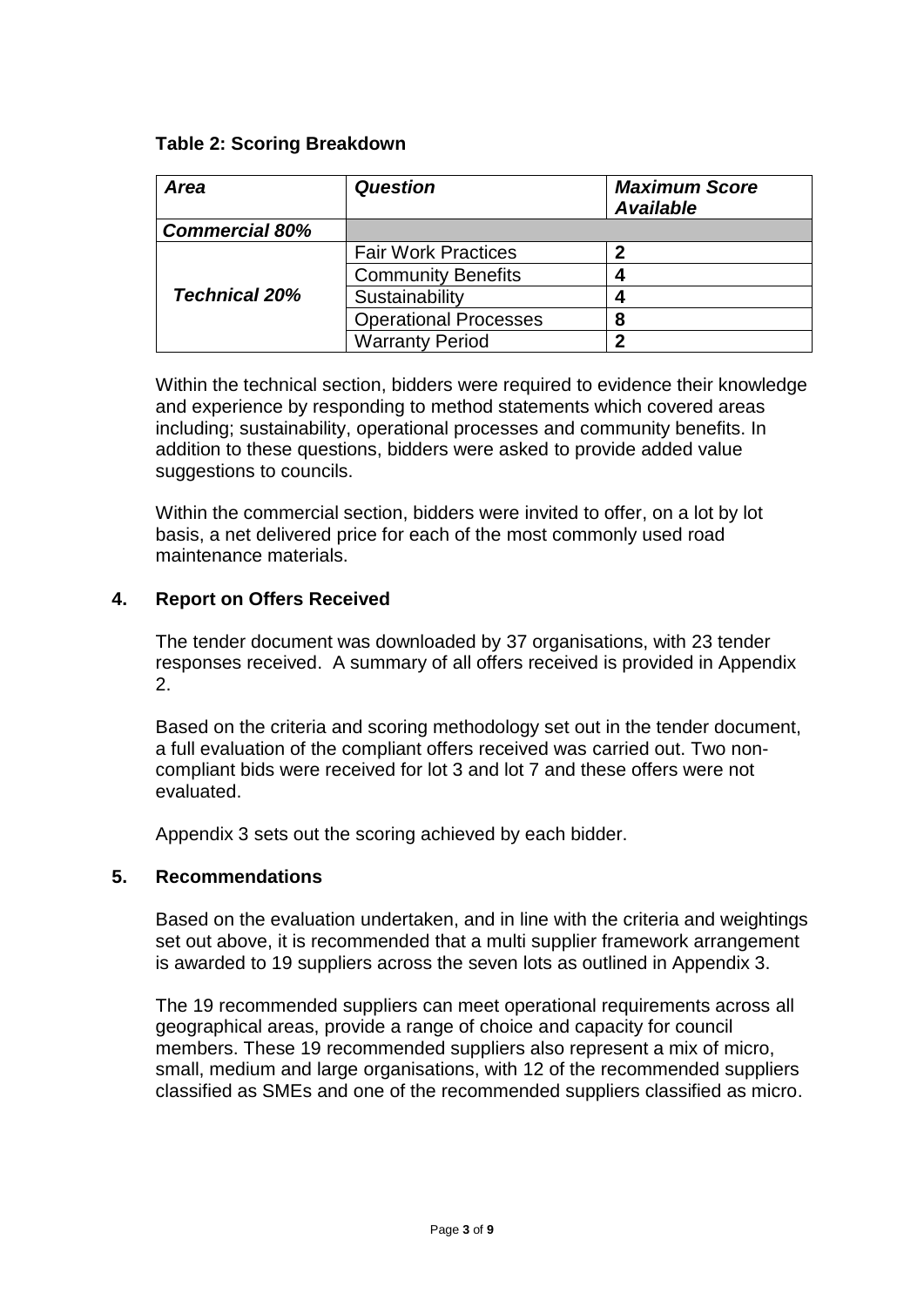**Table 2: Scoring Breakdown**

| *Area* | *Question* | *Maximum Score Available* |
|---|---|---|
| ***Commercial 80%*** | | |
| ***Technical 20%*** | Fair Work Practices | **2** |
| | Community Benefits | **4** |
| | Sustainability | **4** |
| | Operational Processes | **8** |
| | Warranty Period | **2** |

Within the technical section, bidders were required to evidence their knowledge and experience by responding to method statements which covered areas including; sustainability, operational processes and community benefits. In addition to these questions, bidders were asked to provide added value suggestions to councils.

Within the commercial section, bidders were invited to offer, on a lot by lot basis, a net delivered price for each of the most commonly used road maintenance materials.

## 4. Report on Offers Received

The tender document was downloaded by 37 organisations, with 23 tender responses received. A summary of all offers received is provided in Appendix 2.

Based on the criteria and scoring methodology set out in the tender document, a full evaluation of the compliant offers received was carried out. Two non-compliant bids were received for lot 3 and lot 7 and these offers were not evaluated.

Appendix 3 sets out the scoring achieved by each bidder.

## 5. Recommendations

Based on the evaluation undertaken, and in line with the criteria and weightings set out above, it is recommended that a multi supplier framework arrangement is awarded to 19 suppliers across the seven lots as outlined in Appendix 3.

The 19 recommended suppliers can meet operational requirements across all geographical areas, provide a range of choice and capacity for council members. These 19 recommended suppliers also represent a mix of micro, small, medium and large organisations, with 12 of the recommended suppliers classified as SMEs and one of the recommended suppliers classified as micro.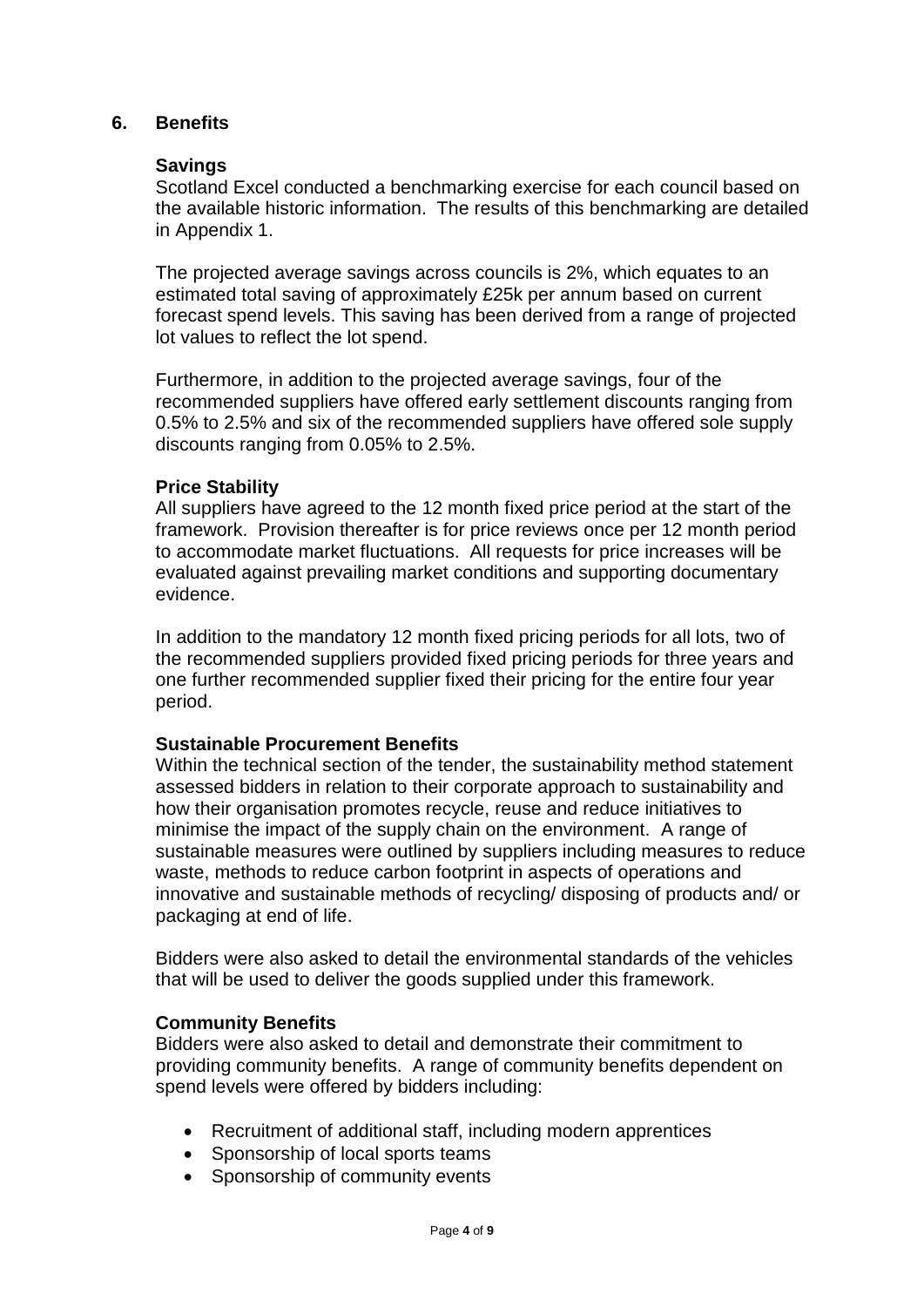## 6. Benefits

### Savings

Scotland Excel conducted a benchmarking exercise for each council based on the available historic information. The results of this benchmarking are detailed in Appendix 1.

The projected average savings across councils is 2%, which equates to an estimated total saving of approximately £25k per annum based on current forecast spend levels. This saving has been derived from a range of projected lot values to reflect the lot spend.

Furthermore, in addition to the projected average savings, four of the recommended suppliers have offered early settlement discounts ranging from 0.5% to 2.5% and six of the recommended suppliers have offered sole supply discounts ranging from 0.05% to 2.5%.

### Price Stability

All suppliers have agreed to the 12 month fixed price period at the start of the framework. Provision thereafter is for price reviews once per 12 month period to accommodate market fluctuations. All requests for price increases will be evaluated against prevailing market conditions and supporting documentary evidence.

In addition to the mandatory 12 month fixed pricing periods for all lots, two of the recommended suppliers provided fixed pricing periods for three years and one further recommended supplier fixed their pricing for the entire four year period.

### Sustainable Procurement Benefits

Within the technical section of the tender, the sustainability method statement assessed bidders in relation to their corporate approach to sustainability and how their organisation promotes recycle, reuse and reduce initiatives to minimise the impact of the supply chain on the environment. A range of sustainable measures were outlined by suppliers including measures to reduce waste, methods to reduce carbon footprint in aspects of operations and innovative and sustainable methods of recycling/ disposing of products and/ or packaging at end of life.

Bidders were also asked to detail the environmental standards of the vehicles that will be used to deliver the goods supplied under this framework.

### Community Benefits

Bidders were also asked to detail and demonstrate their commitment to providing community benefits. A range of community benefits dependent on spend levels were offered by bidders including:

- Recruitment of additional staff, including modern apprentices
- Sponsorship of local sports teams
- Sponsorship of community events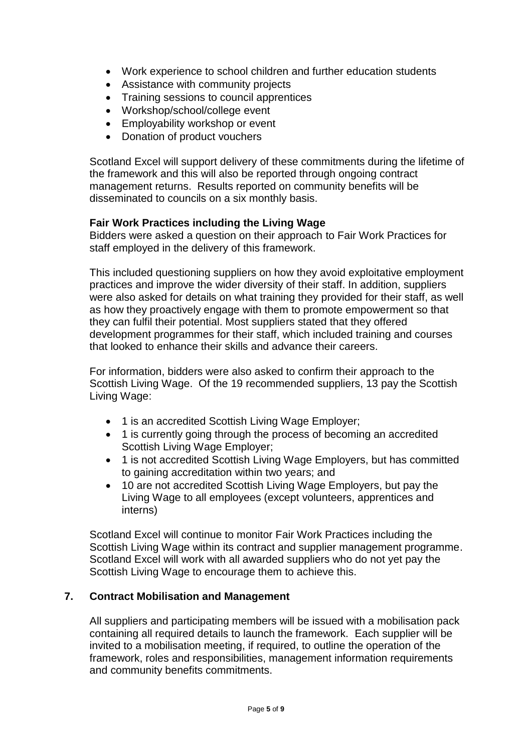- Work experience to school children and further education students
- Assistance with community projects
- Training sessions to council apprentices
- Workshop/school/college event
- Employability workshop or event
- Donation of product vouchers

Scotland Excel will support delivery of these commitments during the lifetime of the framework and this will also be reported through ongoing contract management returns. Results reported on community benefits will be disseminated to councils on a six monthly basis.

**Fair Work Practices including the Living Wage**

Bidders were asked a question on their approach to Fair Work Practices for staff employed in the delivery of this framework.

This included questioning suppliers on how they avoid exploitative employment practices and improve the wider diversity of their staff. In addition, suppliers were also asked for details on what training they provided for their staff, as well as how they proactively engage with them to promote empowerment so that they can fulfil their potential. Most suppliers stated that they offered development programmes for their staff, which included training and courses that looked to enhance their skills and advance their careers.

For information, bidders were also asked to confirm their approach to the Scottish Living Wage. Of the 19 recommended suppliers, 13 pay the Scottish Living Wage:

- 1 is an accredited Scottish Living Wage Employer;
- 1 is currently going through the process of becoming an accredited Scottish Living Wage Employer;
- 1 is not accredited Scottish Living Wage Employers, but has committed to gaining accreditation within two years; and
- 10 are not accredited Scottish Living Wage Employers, but pay the Living Wage to all employees (except volunteers, apprentices and interns)

Scotland Excel will continue to monitor Fair Work Practices including the Scottish Living Wage within its contract and supplier management programme. Scotland Excel will work with all awarded suppliers who do not yet pay the Scottish Living Wage to encourage them to achieve this.

## 7. Contract Mobilisation and Management

All suppliers and participating members will be issued with a mobilisation pack containing all required details to launch the framework. Each supplier will be invited to a mobilisation meeting, if required, to outline the operation of the framework, roles and responsibilities, management information requirements and community benefits commitments.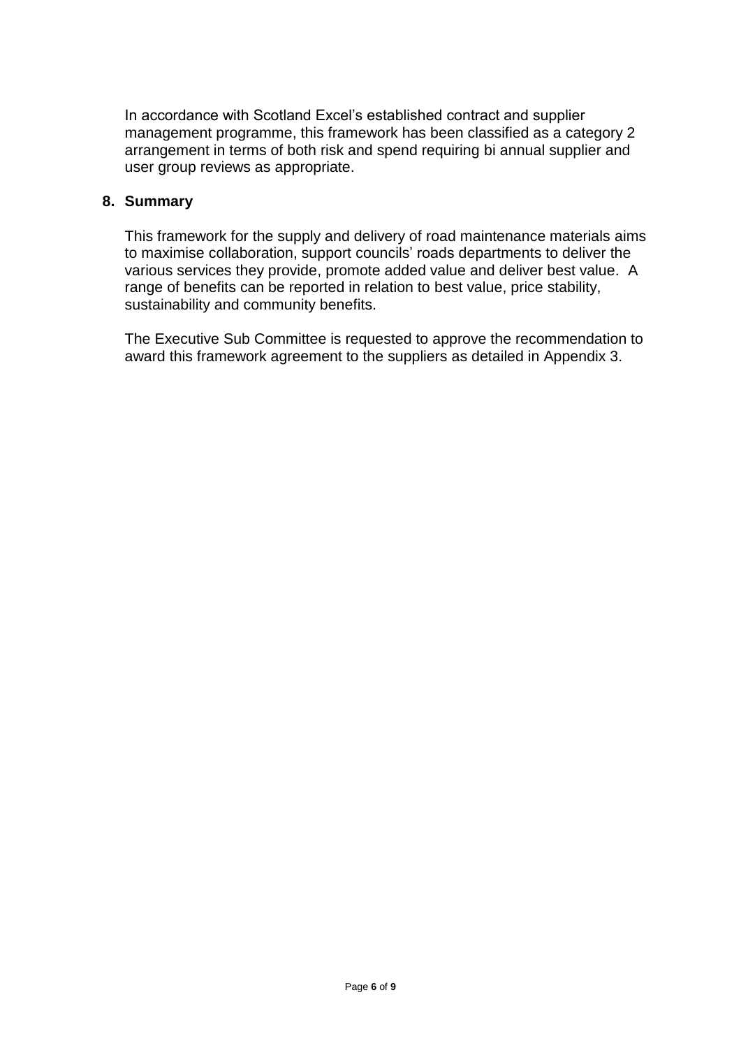In accordance with Scotland Excel's established contract and supplier management programme, this framework has been classified as a category 2 arrangement in terms of both risk and spend requiring bi annual supplier and user group reviews as appropriate.

## 8. Summary

This framework for the supply and delivery of road maintenance materials aims to maximise collaboration, support councils' roads departments to deliver the various services they provide, promote added value and deliver best value. A range of benefits can be reported in relation to best value, price stability, sustainability and community benefits.

The Executive Sub Committee is requested to approve the recommendation to award this framework agreement to the suppliers as detailed in Appendix 3.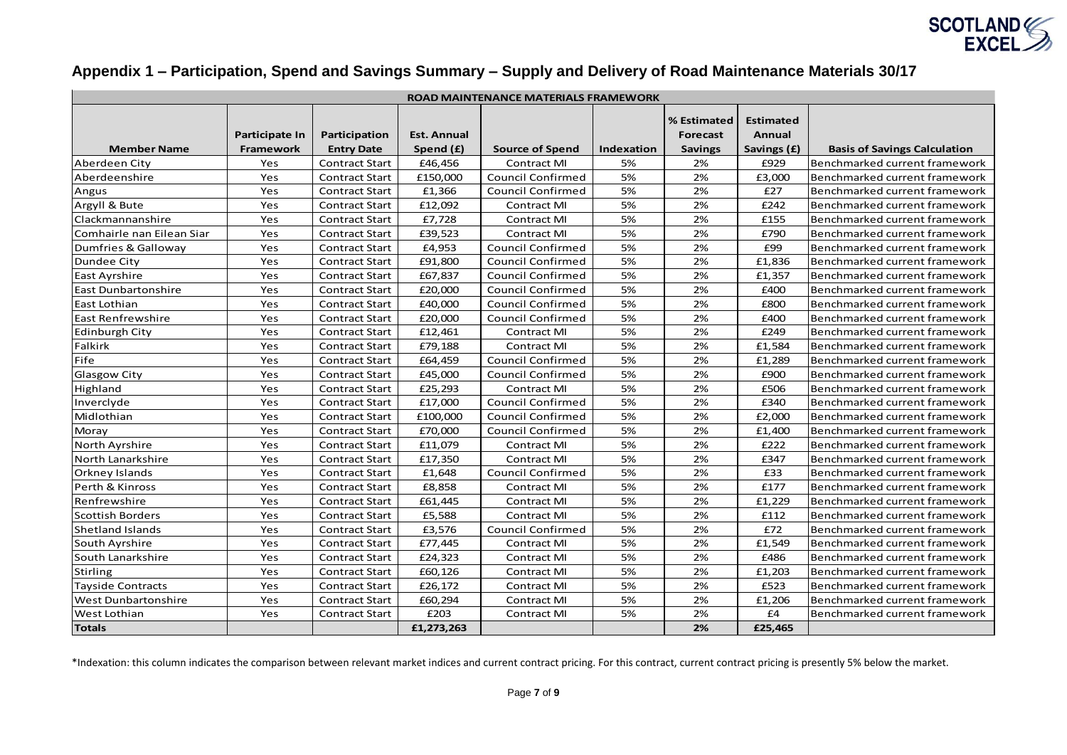## Appendix 1 – Participation, Spend and Savings Summary – Supply and Delivery of Road Maintenance Materials 30/17

| ROAD MAINTENANCE MATERIALS FRAMEWORK | | | | | | | | |
|---|---|---|---|---|---|---|---|---|
| **Member Name** | **Participate In Framework** | **Participation Entry Date** | **Est. Annual Spend (£)** | **Source of Spend** | **Indexation** | **% Estimated Forecast Savings** | **Estimated Annual Savings (£)** | **Basis of Savings Calculation** |
| Aberdeen City | Yes | Contract Start | £46,456 | Contract MI | 5% | 2% | £929 | Benchmarked current framework |
| Aberdeenshire | Yes | Contract Start | £150,000 | Council Confirmed | 5% | 2% | £3,000 | Benchmarked current framework |
| Angus | Yes | Contract Start | £1,366 | Council Confirmed | 5% | 2% | £27 | Benchmarked current framework |
| Argyll & Bute | Yes | Contract Start | £12,092 | Contract MI | 5% | 2% | £242 | Benchmarked current framework |
| Clackmannanshire | Yes | Contract Start | £7,728 | Contract MI | 5% | 2% | £155 | Benchmarked current framework |
| Comhairle nan Eilean Siar | Yes | Contract Start | £39,523 | Contract MI | 5% | 2% | £790 | Benchmarked current framework |
| Dumfries & Galloway | Yes | Contract Start | £4,953 | Council Confirmed | 5% | 2% | £99 | Benchmarked current framework |
| Dundee City | Yes | Contract Start | £91,800 | Council Confirmed | 5% | 2% | £1,836 | Benchmarked current framework |
| East Ayrshire | Yes | Contract Start | £67,837 | Council Confirmed | 5% | 2% | £1,357 | Benchmarked current framework |
| East Dunbartonshire | Yes | Contract Start | £20,000 | Council Confirmed | 5% | 2% | £400 | Benchmarked current framework |
| East Lothian | Yes | Contract Start | £40,000 | Council Confirmed | 5% | 2% | £800 | Benchmarked current framework |
| East Renfrewshire | Yes | Contract Start | £20,000 | Council Confirmed | 5% | 2% | £400 | Benchmarked current framework |
| Edinburgh City | Yes | Contract Start | £12,461 | Contract MI | 5% | 2% | £249 | Benchmarked current framework |
| Falkirk | Yes | Contract Start | £79,188 | Contract MI | 5% | 2% | £1,584 | Benchmarked current framework |
| Fife | Yes | Contract Start | £64,459 | Council Confirmed | 5% | 2% | £1,289 | Benchmarked current framework |
| Glasgow City | Yes | Contract Start | £45,000 | Council Confirmed | 5% | 2% | £900 | Benchmarked current framework |
| Highland | Yes | Contract Start | £25,293 | Contract MI | 5% | 2% | £506 | Benchmarked current framework |
| Inverclyde | Yes | Contract Start | £17,000 | Council Confirmed | 5% | 2% | £340 | Benchmarked current framework |
| Midlothian | Yes | Contract Start | £100,000 | Council Confirmed | 5% | 2% | £2,000 | Benchmarked current framework |
| Moray | Yes | Contract Start | £70,000 | Council Confirmed | 5% | 2% | £1,400 | Benchmarked current framework |
| North Ayrshire | Yes | Contract Start | £11,079 | Contract MI | 5% | 2% | £222 | Benchmarked current framework |
| North Lanarkshire | Yes | Contract Start | £17,350 | Contract MI | 5% | 2% | £347 | Benchmarked current framework |
| Orkney Islands | Yes | Contract Start | £1,648 | Council Confirmed | 5% | 2% | £33 | Benchmarked current framework |
| Perth & Kinross | Yes | Contract Start | £8,858 | Contract MI | 5% | 2% | £177 | Benchmarked current framework |
| Renfrewshire | Yes | Contract Start | £61,445 | Contract MI | 5% | 2% | £1,229 | Benchmarked current framework |
| Scottish Borders | Yes | Contract Start | £5,588 | Contract MI | 5% | 2% | £112 | Benchmarked current framework |
| Shetland Islands | Yes | Contract Start | £3,576 | Council Confirmed | 5% | 2% | £72 | Benchmarked current framework |
| South Ayrshire | Yes | Contract Start | £77,445 | Contract MI | 5% | 2% | £1,549 | Benchmarked current framework |
| South Lanarkshire | Yes | Contract Start | £24,323 | Contract MI | 5% | 2% | £486 | Benchmarked current framework |
| Stirling | Yes | Contract Start | £60,126 | Contract MI | 5% | 2% | £1,203 | Benchmarked current framework |
| Tayside Contracts | Yes | Contract Start | £26,172 | Contract MI | 5% | 2% | £523 | Benchmarked current framework |
| West Dunbartonshire | Yes | Contract Start | £60,294 | Contract MI | 5% | 2% | £1,206 | Benchmarked current framework |
| West Lothian | Yes | Contract Start | £203 | Contract MI | 5% | 2% | £4 | Benchmarked current framework |
| **Totals** | | | **£1,273,263** | | | **2%** | **£25,465** | |

*Indexation: this column indicates the comparison between relevant market indices and current contract pricing. For this contract, current contract pricing is presently 5% below the market.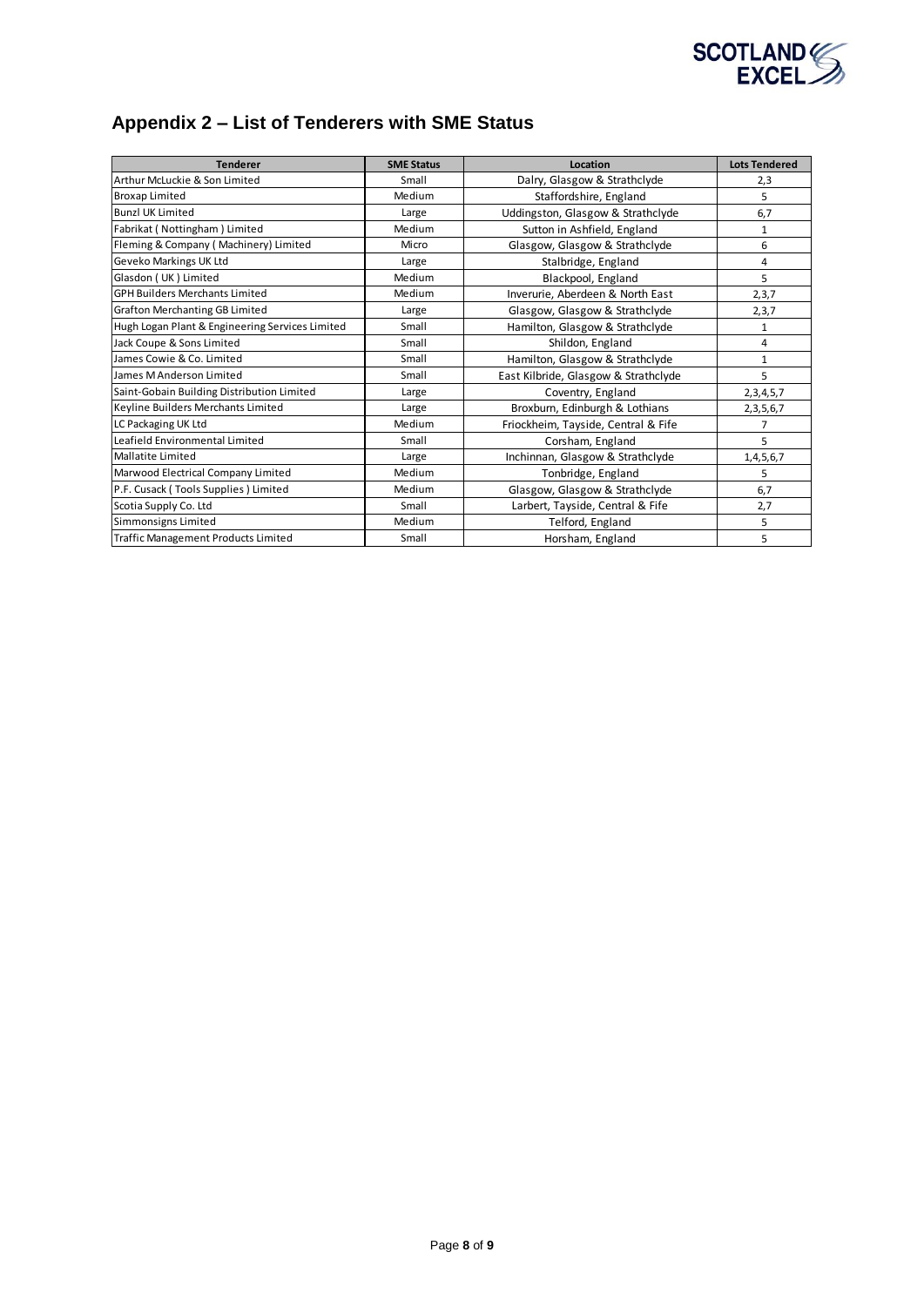## Appendix 2 – List of Tenderers with SME Status

| Tenderer | SME Status | Location | Lots Tendered |
|---|---|---|---|
| Arthur McLuckie & Son Limited | Small | Dalry, Glasgow & Strathclyde | 2,3 |
| Broxap Limited | Medium | Staffordshire, England | 5 |
| Bunzl UK Limited | Large | Uddingston, Glasgow & Strathclyde | 6,7 |
| Fabrikat ( Nottingham ) Limited | Medium | Sutton in Ashfield, England | 1 |
| Fleming & Company ( Machinery) Limited | Micro | Glasgow, Glasgow & Strathclyde | 6 |
| Geveko Markings UK Ltd | Large | Stalbridge, England | 4 |
| Glasdon ( UK ) Limited | Medium | Blackpool, England | 5 |
| GPH Builders Merchants Limited | Medium | Inverurie, Aberdeen & North East | 2,3,7 |
| Grafton Merchanting GB Limited | Large | Glasgow, Glasgow & Strathclyde | 2,3,7 |
| Hugh Logan Plant & Engineering Services Limited | Small | Hamilton, Glasgow & Strathclyde | 1 |
| Jack Coupe & Sons Limited | Small | Shildon, England | 4 |
| James Cowie & Co. Limited | Small | Hamilton, Glasgow & Strathclyde | 1 |
| James M Anderson Limited | Small | East Kilbride, Glasgow & Strathclyde | 5 |
| Saint-Gobain Building Distribution Limited | Large | Coventry, England | 2,3,4,5,7 |
| Keyline Builders Merchants Limited | Large | Broxburn, Edinburgh & Lothians | 2,3,5,6,7 |
| LC Packaging UK Ltd | Medium | Friockheim, Tayside, Central & Fife | 7 |
| Leafield Environmental Limited | Small | Corsham, England | 5 |
| Mallatite Limited | Large | Inchinnan, Glasgow & Strathclyde | 1,4,5,6,7 |
| Marwood Electrical Company Limited | Medium | Tonbridge, England | 5 |
| P.F. Cusack ( Tools Supplies ) Limited | Medium | Glasgow, Glasgow & Strathclyde | 6,7 |
| Scotia Supply Co. Ltd | Small | Larbert, Tayside, Central & Fife | 2,7 |
| Simmonsigns Limited | Medium | Telford, England | 5 |
| Traffic Management Products Limited | Small | Horsham, England | 5 |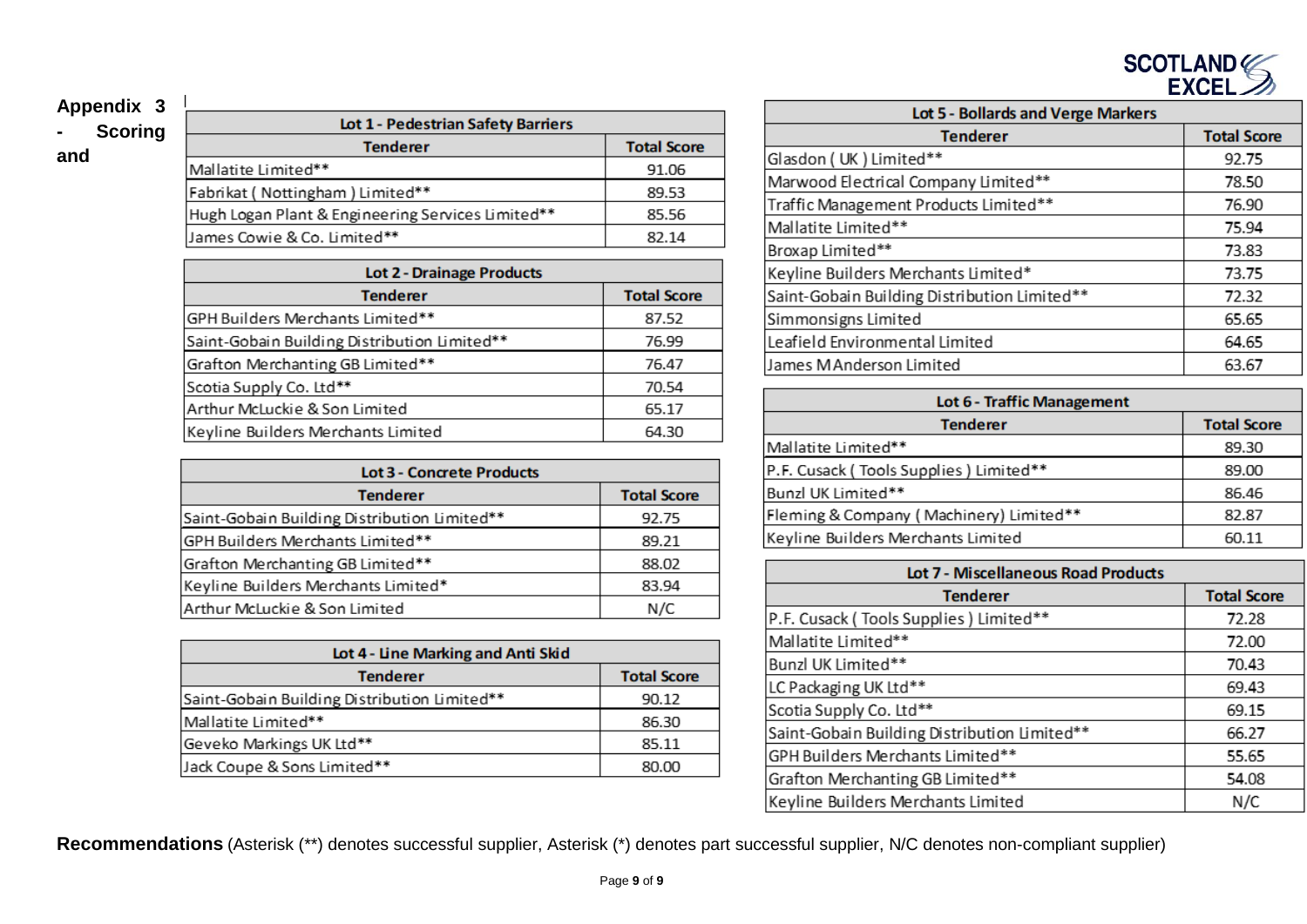**Appendix 3 - Scoring and**

| Lot 1 - Pedestrian Safety Barriers | |
|---|---|
| **Tenderer** | **Total Score** |
| Mallatite Limited** | 91.06 |
| Fabrikat ( Nottingham ) Limited** | 89.53 |
| Hugh Logan Plant & Engineering Services Limited** | 85.56 |
| James Cowie & Co. Limited** | 82.14 |

| Lot 2 - Drainage Products | |
|---|---|
| **Tenderer** | **Total Score** |
| GPH Builders Merchants Limited** | 87.52 |
| Saint-Gobain Building Distribution Limited** | 76.99 |
| Grafton Merchanting GB Limited** | 76.47 |
| Scotia Supply Co. Ltd** | 70.54 |
| Arthur McLuckie & Son Limited | 65.17 |
| Keyline Builders Merchants Limited | 64.30 |

| Lot 3 - Concrete Products | |
|---|---|
| **Tenderer** | **Total Score** |
| Saint-Gobain Building Distribution Limited** | 92.75 |
| GPH Builders Merchants Limited** | 89.21 |
| Grafton Merchanting GB Limited** | 88.02 |
| Keyline Builders Merchants Limited* | 83.94 |
| Arthur McLuckie & Son Limited | N/C |

| Lot 4 - Line Marking and Anti Skid | |
|---|---|
| **Tenderer** | **Total Score** |
| Saint-Gobain Building Distribution Limited** | 90.12 |
| Mallatite Limited** | 86.30 |
| Geveko Markings UK Ltd** | 85.11 |
| Jack Coupe & Sons Limited** | 80.00 |

| Lot 5 - Bollards and Verge Markers | |
|---|---|
| **Tenderer** | **Total Score** |
| Glasdon ( UK ) Limited** | 92.75 |
| Marwood Electrical Company Limited** | 78.50 |
| Traffic Management Products Limited** | 76.90 |
| Mallatite Limited** | 75.94 |
| Broxap Limited** | 73.83 |
| Keyline Builders Merchants Limited* | 73.75 |
| Saint-Gobain Building Distribution Limited** | 72.32 |
| Simmonsigns Limited | 65.65 |
| Leafield Environmental Limited | 64.65 |
| James M Anderson Limited | 63.67 |

| Lot 6 - Traffic Management | |
|---|---|
| **Tenderer** | **Total Score** |
| Mallatite Limited** | 89.30 |
| P.F. Cusack ( Tools Supplies ) Limited** | 89.00 |
| Bunzl UK Limited** | 86.46 |
| Fleming & Company ( Machinery) Limited** | 82.87 |
| Keyline Builders Merchants Limited | 60.11 |

| Lot 7 - Miscellaneous Road Products | |
|---|---|
| **Tenderer** | **Total Score** |
| P.F. Cusack ( Tools Supplies ) Limited** | 72.28 |
| Mallatite Limited** | 72.00 |
| Bunzl UK Limited** | 70.43 |
| LC Packaging UK Ltd** | 69.43 |
| Scotia Supply Co. Ltd** | 69.15 |
| Saint-Gobain Building Distribution Limited** | 66.27 |
| GPH Builders Merchants Limited** | 55.65 |
| Grafton Merchanting GB Limited** | 54.08 |
| Keyline Builders Merchants Limited | N/C |

**Recommendations** (Asterisk (**) denotes successful supplier, Asterisk (*) denotes part successful supplier, N/C denotes non-compliant supplier)